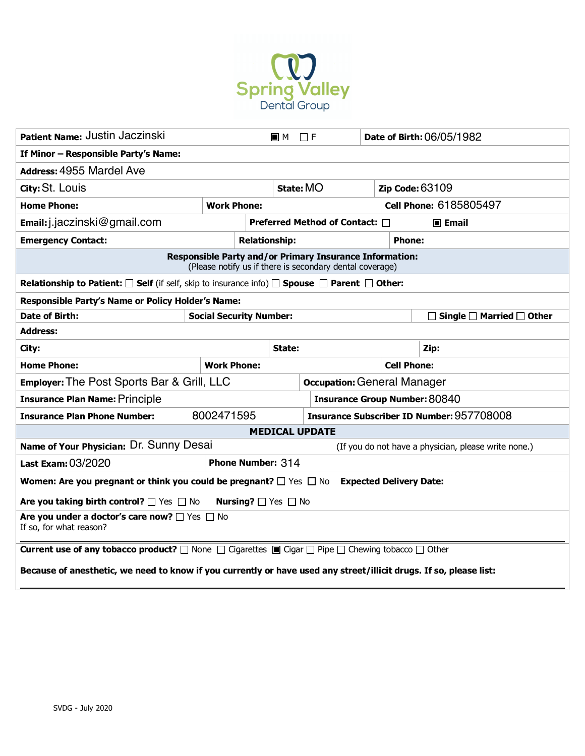Spring Valley
Dental Group

**Patient Name:** Justin Jaczinski ☒ M ☐ F **Date of Birth:** 06/05/1982

**If Minor – Responsible Party's Name:**

**Address:** 4955 Mardel Ave

**City:** St. Louis **State:** MO **Zip Code:** 63109

**Home Phone:** **Work Phone:** **Cell Phone:** 6185805497

**Email:** j.jaczinski@gmail.com **Preferred Method of Contact:** ☐ ☒ **Email**

**Emergency Contact:** **Relationship:** **Phone:**

**Responsible Party and/or Primary Insurance Information:**
(Please notify us if there is secondary dental coverage)

**Relationship to Patient:** ☐ **Self** (if self, skip to insurance info) ☐ **Spouse** ☐ **Parent** ☐ **Other:**

**Responsible Party's Name or Policy Holder's Name:**

**Date of Birth:** **Social Security Number:** ☐ **Single** ☐ **Married** ☐ **Other**

**Address:**

**City:** **State:** **Zip:**

**Home Phone:** **Work Phone:** **Cell Phone:**

**Employer:** The Post Sports Bar & Grill, LLC **Occupation:** General Manager

**Insurance Plan Name:** Principle **Insurance Group Number:** 80840

**Insurance Plan Phone Number:** 8002471595 **Insurance Subscriber ID Number:** 957708008

**MEDICAL UPDATE**

**Name of Your Physician:** Dr. Sunny Desai (If you do not have a physician, please write none.)

**Last Exam:** 03/2020 **Phone Number:** 314

**Women: Are you pregnant or think you could be pregnant?** ☐ Yes ☐ No **Expected Delivery Date:**

**Are you taking birth control?** ☐ Yes ☐ No **Nursing?** ☐ Yes ☐ No

**Are you under a doctor's care now?** ☐ Yes ☐ No
If so, for what reason?

**Current use of any tobacco product?** ☐ None ☐ Cigarettes ☒ Cigar ☐ Pipe ☐ Chewing tobacco ☐ Other

**Because of anesthetic, we need to know if you currently or have used any street/illicit drugs. If so, please list:**

SVDG - July 2020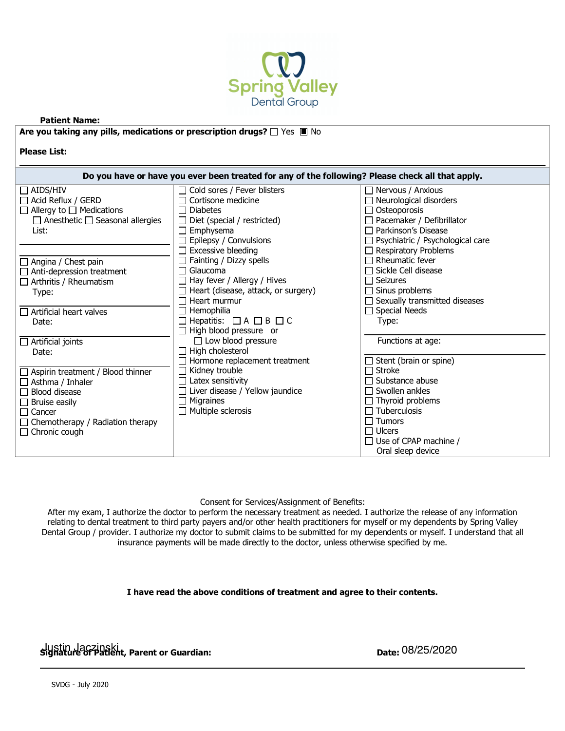Spring Valley
Dental Group

**Patient Name:**

**Are you taking any pills, medications or prescription drugs?** ☐ Yes ☒ No

**Please List:**

**Do you have or have you ever been treated for any of the following? Please check all that apply.**

- ☐ AIDS/HIV
- ☐ Acid Reflux / GERD
- ☐ Allergy to ☐ Medications
  - ☐ Anesthetic ☐ Seasonal allergies
  - List:
- ☐ Angina / Chest pain
- ☐ Anti-depression treatment
- ☐ Arthritis / Rheumatism
  - Type:
- ☐ Artificial heart valves
  - Date:
- ☐ Artificial joints
  - Date:
- ☐ Aspirin treatment / Blood thinner
- ☐ Asthma / Inhaler
- ☐ Blood disease
- ☐ Bruise easily
- ☐ Cancer
- ☐ Chemotherapy / Radiation therapy
- ☐ Chronic cough
- ☐ Cold sores / Fever blisters
- ☐ Cortisone medicine
- ☐ Diabetes
- ☐ Diet (special / restricted)
- ☐ Emphysema
- ☐ Epilepsy / Convulsions
- ☐ Excessive bleeding
- ☐ Fainting / Dizzy spells
- ☐ Glaucoma
- ☐ Hay fever / Allergy / Hives
- ☐ Heart (disease, attack, or surgery)
- ☐ Heart murmur
- ☐ Hemophilia
- ☐ Hepatitis: ☐ A ☐ B ☐ C
- ☐ High blood pressure or
  - ☐ Low blood pressure
- ☐ High cholesterol
- ☐ Hormone replacement treatment
- ☐ Kidney trouble
- ☐ Latex sensitivity
- ☐ Liver disease / Yellow jaundice
- ☐ Migraines
- ☐ Multiple sclerosis
- ☐ Nervous / Anxious
- ☐ Neurological disorders
- ☐ Osteoporosis
- ☐ Pacemaker / Defibrillator
- ☐ Parkinson's Disease
- ☐ Psychiatric / Psychological care
- ☐ Respiratory Problems
- ☐ Rheumatic fever
- ☐ Sickle Cell disease
- ☐ Seizures
- ☐ Sinus problems
- ☐ Sexually transmitted diseases
- ☐ Special Needs
  - Type:
  - Functions at age:
- ☐ Stent (brain or spine)
- ☐ Stroke
- ☐ Substance abuse
- ☐ Swollen ankles
- ☐ Thyroid problems
- ☐ Tuberculosis
- ☐ Tumors
- ☐ Ulcers
- ☐ Use of CPAP machine / Oral sleep device

Consent for Services/Assignment of Benefits:

After my exam, I authorize the doctor to perform the necessary treatment as needed. I authorize the release of any information relating to dental treatment to third party payers and/or other health practitioners for myself or my dependents by Spring Valley Dental Group / provider. I authorize my doctor to submit claims to be submitted for my dependents or myself. I understand that all insurance payments will be made directly to the doctor, unless otherwise specified by me.

**I have read the above conditions of treatment and agree to their contents.**

**Signature of Patient, Parent or Guardian:** Justin Jaczinski **Date:** 08/25/2020

SVDG - July 2020